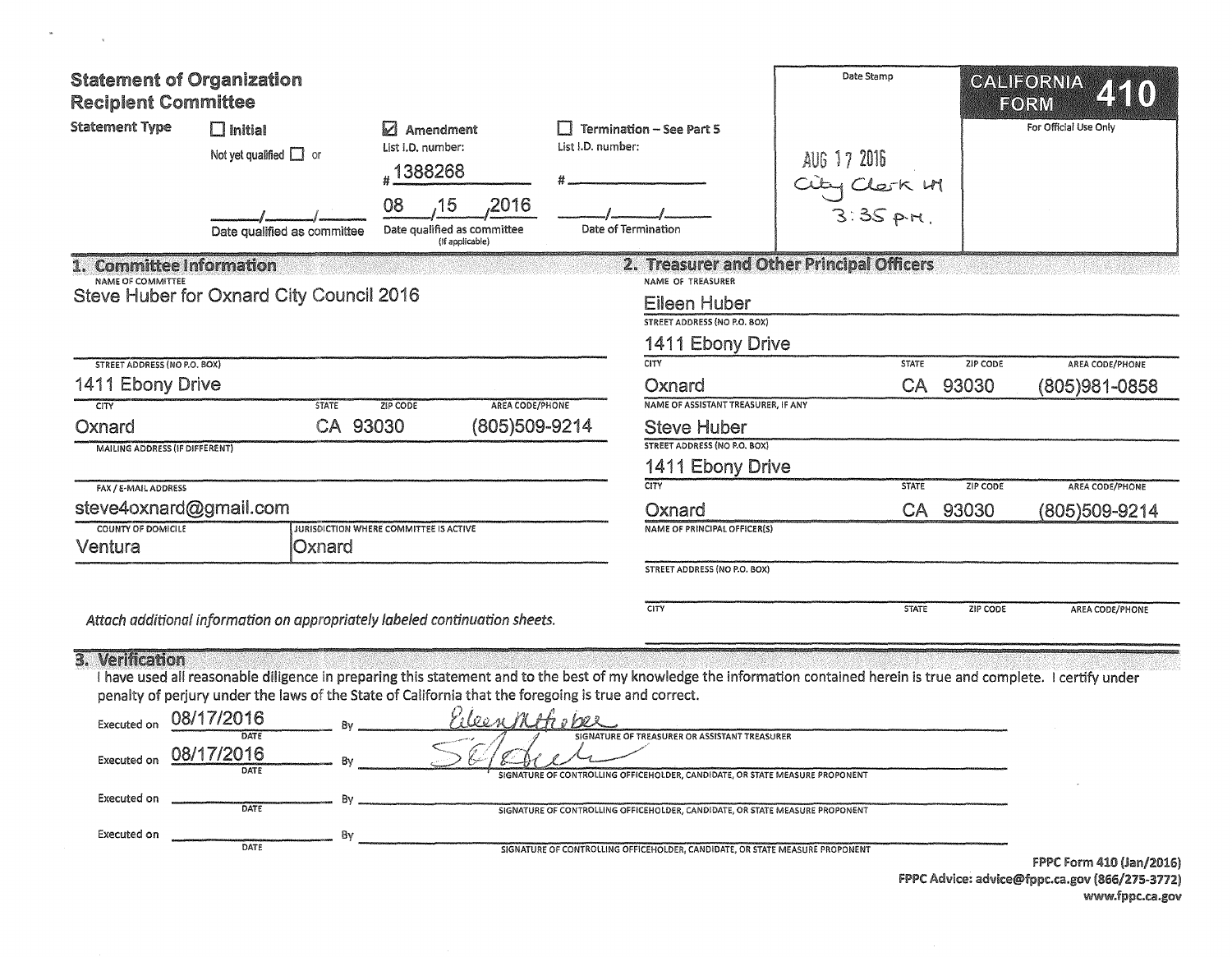# Statement of Organization
## Recipient Committee

**CALIFORNIA FORM 410**

For Official Use Only

Date Stamp

AUG 17 2016
City Clerk LH
3:35 p.m.

**Statement Type**

- ☐ **Initial** — Not yet qualified ☐ or ___/___/___ Date qualified as committee
- ☑ **Amendment** — List I.D. number: #1388268 — 08/15/2016 Date qualified as committee (If applicable)
- ☐ **Termination – See Part 5** — List I.D. number: #______ — ___/___/___ Date of Termination

## 1. Committee Information

**NAME OF COMMITTEE**
Steve Huber for Oxnard City Council 2016

**STREET ADDRESS (NO P.O. BOX)**
1411 Ebony Drive

| CITY | STATE | ZIP CODE | AREA CODE/PHONE |
|---|---|---|---|
| Oxnard | CA | 93030 | (805)509-9214 |

**MAILING ADDRESS (IF DIFFERENT)**

**FAX / E-MAIL ADDRESS**
steve4oxnard@gmail.com

| COUNTY OF DOMICILE | JURISDICTION WHERE COMMITTEE IS ACTIVE |
|---|---|
| Ventura | Oxnard |

*Attach additional information on appropriately labeled continuation sheets.*

## 2. Treasurer and Other Principal Officers

**NAME OF TREASURER**
Eileen Huber

**STREET ADDRESS (NO P.O. BOX)**
1411 Ebony Drive

| CITY | STATE | ZIP CODE | AREA CODE/PHONE |
|---|---|---|---|
| Oxnard | CA | 93030 | (805)981-0858 |

**NAME OF ASSISTANT TREASURER, IF ANY**
Steve Huber

**STREET ADDRESS (NO P.O. BOX)**
1411 Ebony Drive

| CITY | STATE | ZIP CODE | AREA CODE/PHONE |
|---|---|---|---|
| Oxnard | CA | 93030 | (805)509-9214 |

**NAME OF PRINCIPAL OFFICER(S)**

**STREET ADDRESS (NO P.O. BOX)**

| CITY | STATE | ZIP CODE | AREA CODE/PHONE |
|---|---|---|---|
| | | | |

## 3. Verification

I have used all reasonable diligence in preparing this statement and to the best of my knowledge the information contained herein is true and complete. I certify under penalty of perjury under the laws of the State of California that the foregoing is true and correct.

Executed on 08/17/2016 (DATE) By Eileen M Huber — SIGNATURE OF TREASURER OR ASSISTANT TREASURER

Executed on 08/17/2016 (DATE) By [signature] — SIGNATURE OF CONTROLLING OFFICEHOLDER, CANDIDATE, OR STATE MEASURE PROPONENT

Executed on ______ (DATE) By ______ — SIGNATURE OF CONTROLLING OFFICEHOLDER, CANDIDATE, OR STATE MEASURE PROPONENT

Executed on ______ (DATE) By ______ — SIGNATURE OF CONTROLLING OFFICEHOLDER, CANDIDATE, OR STATE MEASURE PROPONENT

FPPC Form 410 (Jan/2016)
FPPC Advice: advice@fppc.ca.gov (866/275-3772)
www.fppc.ca.gov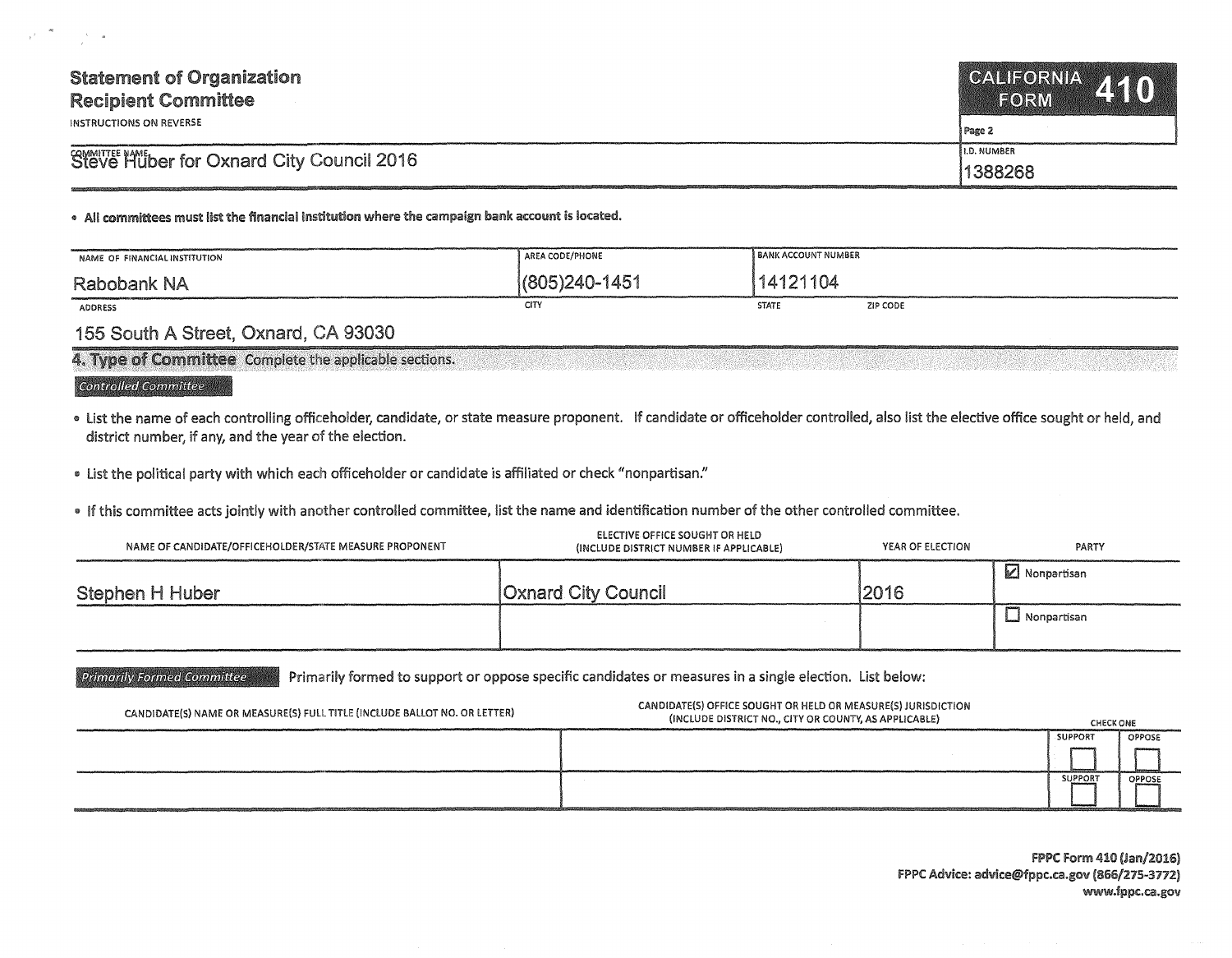# Statement of Organization Recipient Committee

INSTRUCTIONS ON REVERSE

**CALIFORNIA FORM 410**

Page 2

| COMMITTEE NAME | I.D. NUMBER |
|---|---|
| Steve Huber for Oxnard City Council 2016 | 1388268 |

- **All committees must list the financial institution where the campaign bank account is located.**

| NAME OF FINANCIAL INSTITUTION | AREA CODE/PHONE | BANK ACCOUNT NUMBER | |
|---|---|---|---|
| Rabobank NA | (805)240-1451 | 14121104 | |
| **ADDRESS** | **CITY** | **STATE** | **ZIP CODE** |
| 155 South A Street, Oxnard, CA 93030 | | | |

## 4. Type of Committee

Complete the applicable sections.

### Controlled Committee

- List the name of each controlling officeholder, candidate, or state measure proponent. If candidate or officeholder controlled, also list the elective office sought or held, and district number, if any, and the year of the election.
- List the political party with which each officeholder or candidate is affiliated or check "nonpartisan."
- If this committee acts jointly with another controlled committee, list the name and identification number of the other controlled committee.

| NAME OF CANDIDATE/OFFICEHOLDER/STATE MEASURE PROPONENT | ELECTIVE OFFICE SOUGHT OR HELD (INCLUDE DISTRICT NUMBER IF APPLICABLE) | YEAR OF ELECTION | PARTY |
|---|---|---|---|
| Stephen H Huber | Oxnard City Council | 2016 | ☑ Nonpartisan |
| | | | ☐ Nonpartisan |

### Primarily Formed Committee

Primarily formed to support or oppose specific candidates or measures in a single election. List below:

| CANDIDATE(S) NAME OR MEASURE(S) FULL TITLE (INCLUDE BALLOT NO. OR LETTER) | CANDIDATE(S) OFFICE SOUGHT OR HELD OR MEASURE(S) JURISDICTION (INCLUDE DISTRICT NO., CITY OR COUNTY, AS APPLICABLE) | CHECK ONE | |
|---|---|---|---|
| | | SUPPORT ☐ | OPPOSE ☐ |
| | | SUPPORT ☐ | OPPOSE ☐ |

FPPC Form 410 (Jan/2016)
FPPC Advice: advice@fppc.ca.gov (866/275-3772)
www.fppc.ca.gov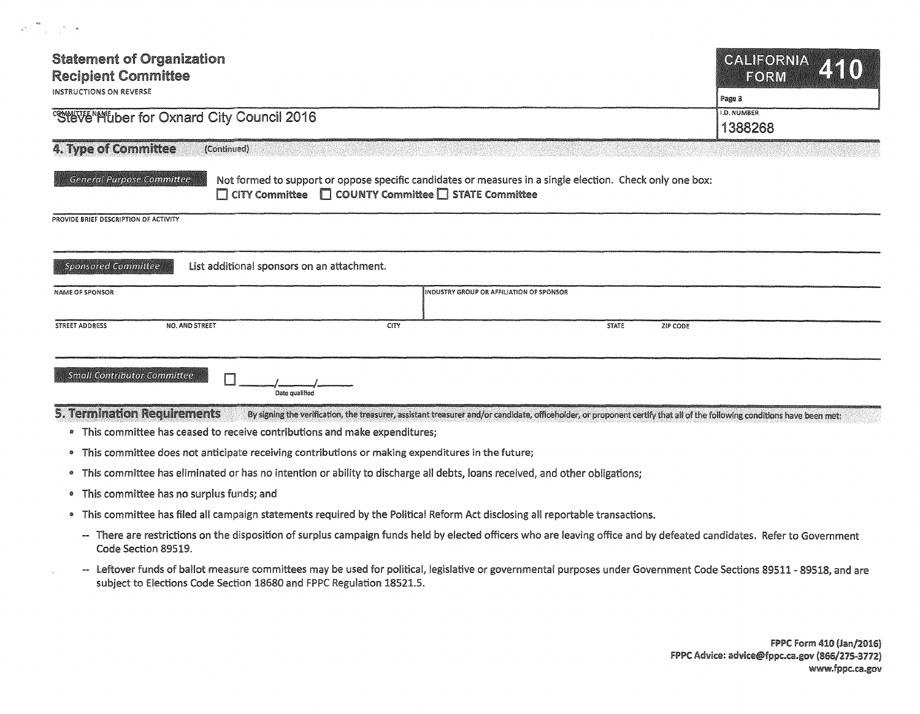# Statement of Organization Recipient Committee

INSTRUCTIONS ON REVERSE

**CALIFORNIA FORM 410**

Page 3

COMMITTEE NAME
Steve Huber for Oxnard City Council 2016

I.D. NUMBER
1388268

## 4. Type of Committee (Continued)

**General Purpose Committee** Not formed to support or oppose specific candidates or measures in a single election. Check only one box:

☐ **CITY Committee** ☐ **COUNTY Committee** ☐ **STATE Committee**

PROVIDE BRIEF DESCRIPTION OF ACTIVITY

**Sponsored Committee** List additional sponsors on an attachment.

| NAME OF SPONSOR | INDUSTRY GROUP OR AFFILIATION OF SPONSOR |
| --- | --- |
| | |

| STREET ADDRESS NO. AND STREET | CITY | STATE | ZIP CODE |
| --- | --- | --- | --- |
| | | | |

**Small Contributor Committee** ☐ \_\_\_\_/\_\_\_\_/\_\_\_\_ Date qualified

## 5. Termination Requirements

By signing the verification, the treasurer, assistant treasurer and/or candidate, officeholder, or proponent certify that all of the following conditions have been met:

- This committee has ceased to receive contributions and make expenditures;
- This committee does not anticipate receiving contributions or making expenditures in the future;
- This committee has eliminated or has no intention or ability to discharge all debts, loans received, and other obligations;
- This committee has no surplus funds; and
- This committee has filed all campaign statements required by the Political Reform Act disclosing all reportable transactions.
  - -- There are restrictions on the disposition of surplus campaign funds held by elected officers who are leaving office and by defeated candidates. Refer to Government Code Section 89519.
  - -- Leftover funds of ballot measure committees may be used for political, legislative or governmental purposes under Government Code Sections 89511 - 89518, and are subject to Elections Code Section 18680 and FPPC Regulation 18521.5.

FPPC Form 410 (Jan/2016)
FPPC Advice: advice@fppc.ca.gov (866/275-3772)
www.fppc.ca.gov